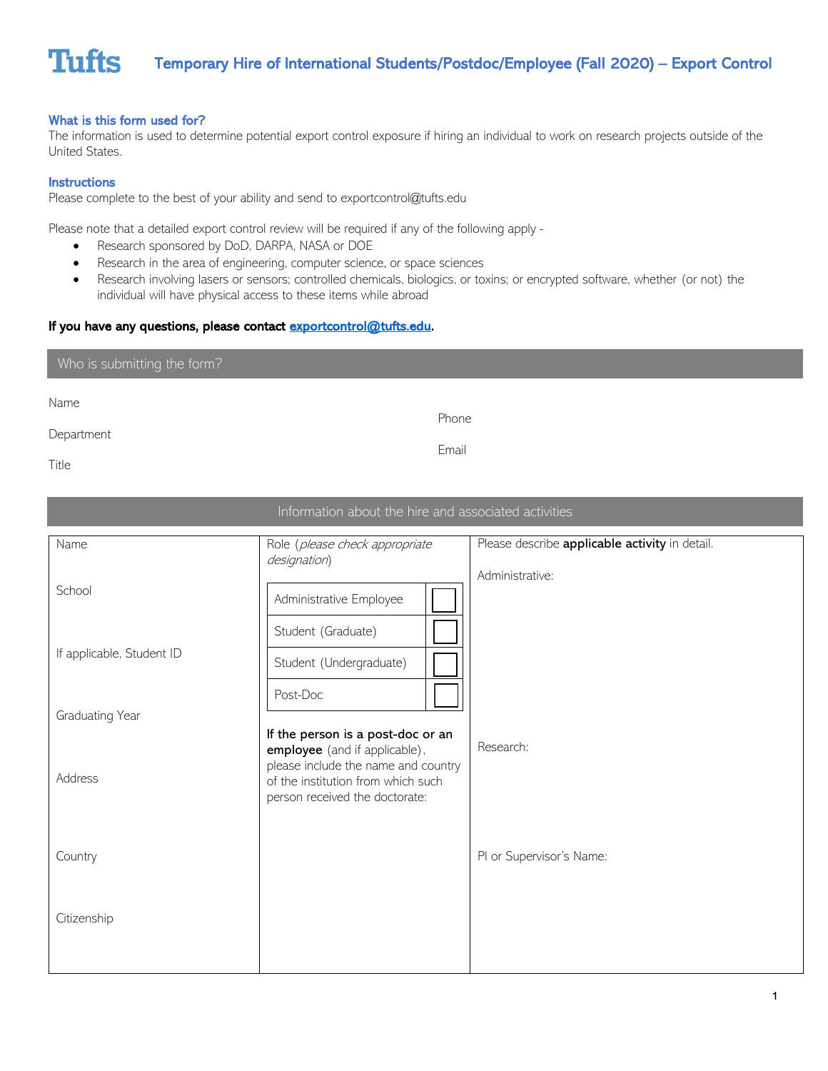# Tufts

## Temporary Hire of International Students/Postdoc/Employee (Fall 2020) – Export Control

### What is this form used for?

The information is used to determine potential export control exposure if hiring an individual to work on research projects outside of the United States.

### Instructions

Please complete to the best of your ability and send to exportcontrol@tufts.edu

Please note that a detailed export control review will be required if any of the following apply -

- Research sponsored by DoD, DARPA, NASA or DOE
- Research in the area of engineering, computer science, or space sciences
- Research involving lasers or sensors; controlled chemicals, biologics, or toxins; or encrypted software, whether (or not) the individual will have physical access to these items while abroad

**If you have any questions, please contact exportcontrol@tufts.edu.**

## Who is submitting the form?

Name

Department

Title

Phone

Email

## Information about the hire and associated activities

| Name | Role (*please check appropriate designation*) | Please describe **applicable activity** in detail. |
|---|---|---|
| School | Administrative Employee ☐ | Administrative: |
| If applicable, Student ID | Student (Graduate) ☐ | |
| Graduating Year | Student (Undergraduate) ☐ | |
| Address | Post-Doc ☐ | Research: |
| Country | **If the person is a post-doc or an employee** (and if applicable), please include the name and country of the institution from which such person received the doctorate: | PI or Supervisor's Name: |
| Citizenship | | |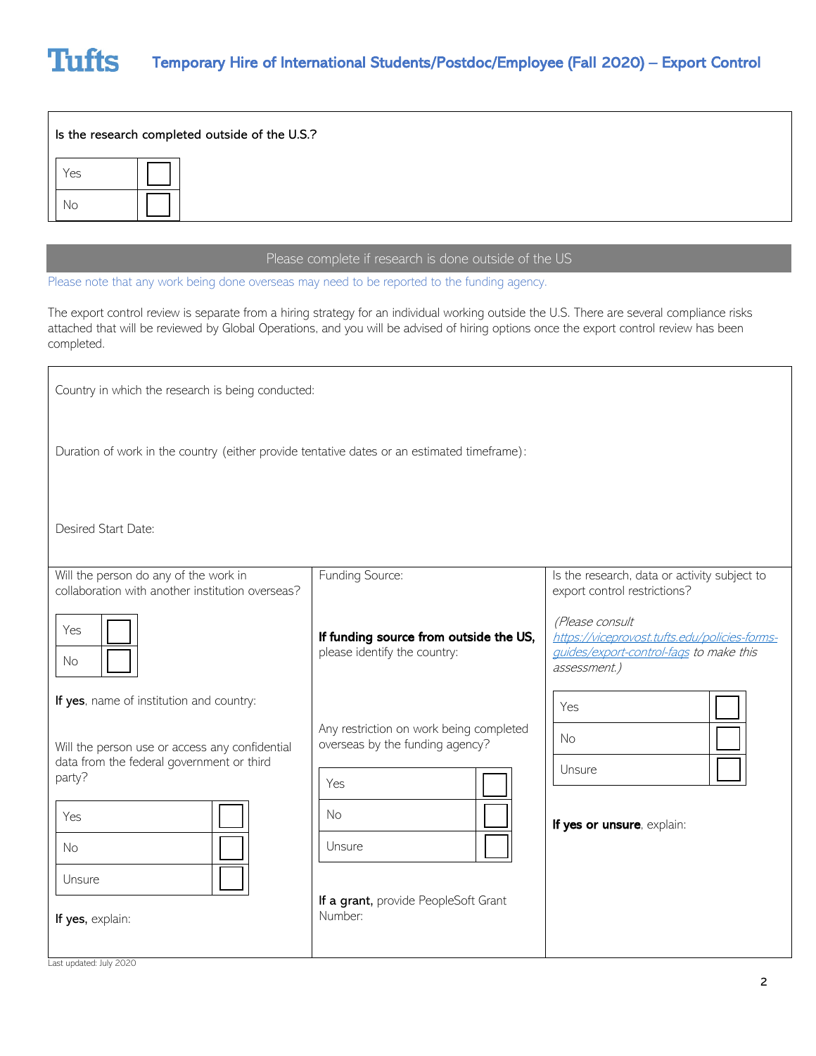**Is the research completed outside of the U.S.?**

| | |
|---|---|
| Yes | ☐ |
| No | ☐ |

## Please complete if research is done outside of the US

Please note that any work being done overseas may need to be reported to the funding agency.

The export control review is separate from a hiring strategy for an individual working outside the U.S. There are several compliance risks attached that will be reviewed by Global Operations, and you will be advised of hiring options once the export control review has been completed.

Country in which the research is being conducted:

Duration of work in the country (either provide tentative dates or an estimated timeframe):

Desired Start Date:

Will the person do any of the work in collaboration with another institution overseas?

| | |
|---|---|
| Yes | ☐ |
| No | ☐ |

**If yes**, name of institution and country:

Will the person use or access any confidential data from the federal government or third party?

| | |
|---|---|
| Yes | ☐ |
| No | ☐ |
| Unsure | ☐ |

**If yes,** explain:

Funding Source:

**If funding source from outside the US,** please identify the country:

Any restriction on work being completed overseas by the funding agency?

| | |
|---|---|
| Yes | ☐ |
| No | ☐ |
| Unsure | ☐ |

**If a grant,** provide PeopleSoft Grant Number:

Is the research, data or activity subject to export control restrictions?

*(Please consult [https://viceprovost.tufts.edu/policies-forms-guides/export-control-faqs](https://viceprovost.tufts.edu/policies-forms-guides/export-control-faqs) to make this assessment.)*

| | |
|---|---|
| Yes | ☐ |
| No | ☐ |
| Unsure | ☐ |

**If yes or unsure**, explain:

Last updated: July 2020